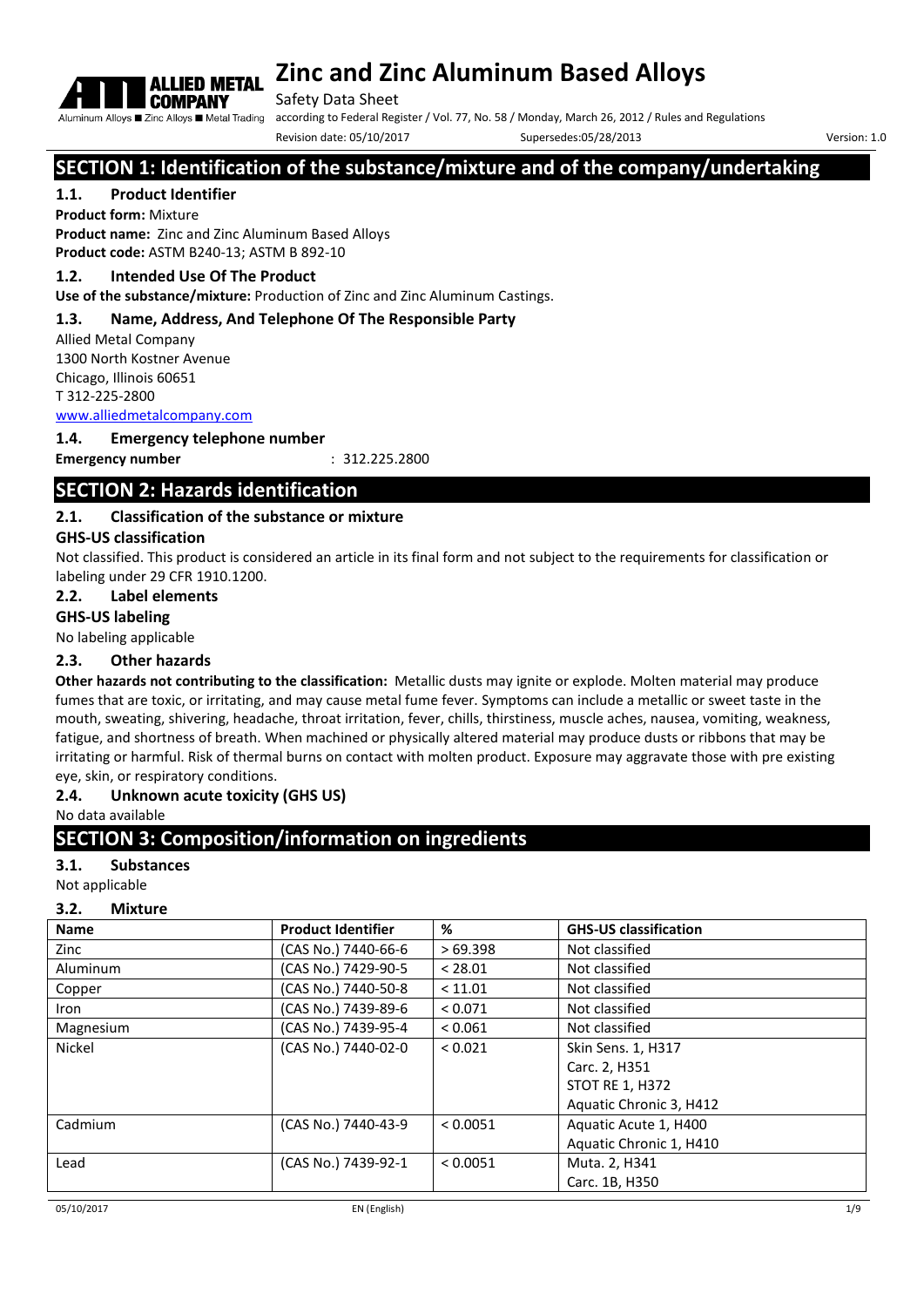# Zinc and Zinc Aluminum Based Alloys

Safety Data Sheet

according to Federal Register / Vol. 77, No. 58 / Monday, March 26, 2012 / Rules and Regulations

Revision date: 05/10/2017 Supersedes:05/28/2013 Version: 1.0

## SECTION 1: Identification of the substance/mixture and of the company/undertaking

### 1.1. Product Identifier

**Product form:** Mixture

**Product name:** Zinc and Zinc Aluminum Based Alloys

**Product code:** ASTM B240-13; ASTM B 892-10

### 1.2. Intended Use Of The Product

**Use of the substance/mixture:** Production of Zinc and Zinc Aluminum Castings.

### 1.3. Name, Address, And Telephone Of The Responsible Party

Allied Metal Company
1300 North Kostner Avenue
Chicago, Illinois 60651
T 312-225-2800
www.alliedmetalcompany.com

### 1.4. Emergency telephone number

**Emergency number** : 312.225.2800

## SECTION 2: Hazards identification

### 2.1. Classification of the substance or mixture

**GHS-US classification**

Not classified. This product is considered an article in its final form and not subject to the requirements for classification or labeling under 29 CFR 1910.1200.

### 2.2. Label elements

**GHS-US labeling**

No labeling applicable

### 2.3. Other hazards

**Other hazards not contributing to the classification:** Metallic dusts may ignite or explode. Molten material may produce fumes that are toxic, or irritating, and may cause metal fume fever. Symptoms can include a metallic or sweet taste in the mouth, sweating, shivering, headache, throat irritation, fever, chills, thirstiness, muscle aches, nausea, vomiting, weakness, fatigue, and shortness of breath. When machined or physically altered material may produce dusts or ribbons that may be irritating or harmful. Risk of thermal burns on contact with molten product. Exposure may aggravate those with pre existing eye, skin, or respiratory conditions.

### 2.4. Unknown acute toxicity (GHS US)

No data available

## SECTION 3: Composition/information on ingredients

### 3.1. Substances

Not applicable

### 3.2. Mixture

| Name | Product Identifier | % | GHS-US classification |
|---|---|---|---|
| Zinc | (CAS No.) 7440-66-6 | > 69.398 | Not classified |
| Aluminum | (CAS No.) 7429-90-5 | < 28.01 | Not classified |
| Copper | (CAS No.) 7440-50-8 | < 11.01 | Not classified |
| Iron | (CAS No.) 7439-89-6 | < 0.071 | Not classified |
| Magnesium | (CAS No.) 7439-95-4 | < 0.061 | Not classified |
| Nickel | (CAS No.) 7440-02-0 | < 0.021 | Skin Sens. 1, H317<br>Carc. 2, H351<br>STOT RE 1, H372<br>Aquatic Chronic 3, H412 |
| Cadmium | (CAS No.) 7440-43-9 | < 0.0051 | Aquatic Acute 1, H400<br>Aquatic Chronic 1, H410 |
| Lead | (CAS No.) 7439-92-1 | < 0.0051 | Muta. 2, H341<br>Carc. 1B, H350 |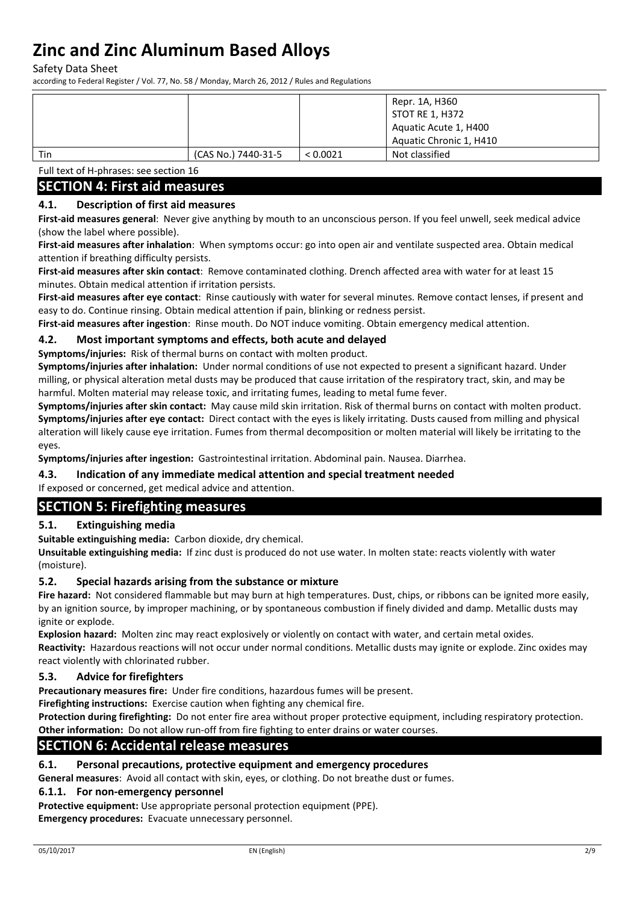| | | | Repr. 1A, H360<br>STOT RE 1, H372<br>Aquatic Acute 1, H400<br>Aquatic Chronic 1, H410 |
|---|---|---|---|
| Tin | (CAS No.) 7440-31-5 | < 0.0021 | Not classified |

Full text of H-phrases: see section 16

## SECTION 4: First aid measures

### 4.1. Description of first aid measures

**First-aid measures general**: Never give anything by mouth to an unconscious person. If you feel unwell, seek medical advice (show the label where possible).

**First-aid measures after inhalation**: When symptoms occur: go into open air and ventilate suspected area. Obtain medical attention if breathing difficulty persists.

**First-aid measures after skin contact**: Remove contaminated clothing. Drench affected area with water for at least 15 minutes. Obtain medical attention if irritation persists.

**First-aid measures after eye contact**: Rinse cautiously with water for several minutes. Remove contact lenses, if present and easy to do. Continue rinsing. Obtain medical attention if pain, blinking or redness persist.

**First-aid measures after ingestion**: Rinse mouth. Do NOT induce vomiting. Obtain emergency medical attention.

### 4.2. Most important symptoms and effects, both acute and delayed

**Symptoms/injuries:** Risk of thermal burns on contact with molten product.

**Symptoms/injuries after inhalation:** Under normal conditions of use not expected to present a significant hazard. Under milling, or physical alteration metal dusts may be produced that cause irritation of the respiratory tract, skin, and may be harmful. Molten material may release toxic, and irritating fumes, leading to metal fume fever.

**Symptoms/injuries after skin contact:** May cause mild skin irritation. Risk of thermal burns on contact with molten product.

**Symptoms/injuries after eye contact:** Direct contact with the eyes is likely irritating. Dusts caused from milling and physical alteration will likely cause eye irritation. Fumes from thermal decomposition or molten material will likely be irritating to the eyes.

**Symptoms/injuries after ingestion:** Gastrointestinal irritation. Abdominal pain. Nausea. Diarrhea.

### 4.3. Indication of any immediate medical attention and special treatment needed

If exposed or concerned, get medical advice and attention.

## SECTION 5: Firefighting measures

### 5.1. Extinguishing media

**Suitable extinguishing media:** Carbon dioxide, dry chemical.

**Unsuitable extinguishing media:** If zinc dust is produced do not use water. In molten state: reacts violently with water (moisture).

### 5.2. Special hazards arising from the substance or mixture

**Fire hazard:** Not considered flammable but may burn at high temperatures. Dust, chips, or ribbons can be ignited more easily, by an ignition source, by improper machining, or by spontaneous combustion if finely divided and damp. Metallic dusts may ignite or explode.

**Explosion hazard:** Molten zinc may react explosively or violently on contact with water, and certain metal oxides.

**Reactivity:** Hazardous reactions will not occur under normal conditions. Metallic dusts may ignite or explode. Zinc oxides may react violently with chlorinated rubber.

### 5.3. Advice for firefighters

**Precautionary measures fire:** Under fire conditions, hazardous fumes will be present.

**Firefighting instructions:** Exercise caution when fighting any chemical fire.

**Protection during firefighting:** Do not enter fire area without proper protective equipment, including respiratory protection.

**Other information:** Do not allow run-off from fire fighting to enter drains or water courses.

## SECTION 6: Accidental release measures

### 6.1. Personal precautions, protective equipment and emergency procedures

**General measures**: Avoid all contact with skin, eyes, or clothing. Do not breathe dust or fumes.

#### 6.1.1. For non-emergency personnel

**Protective equipment:** Use appropriate personal protection equipment (PPE).

**Emergency procedures:** Evacuate unnecessary personnel.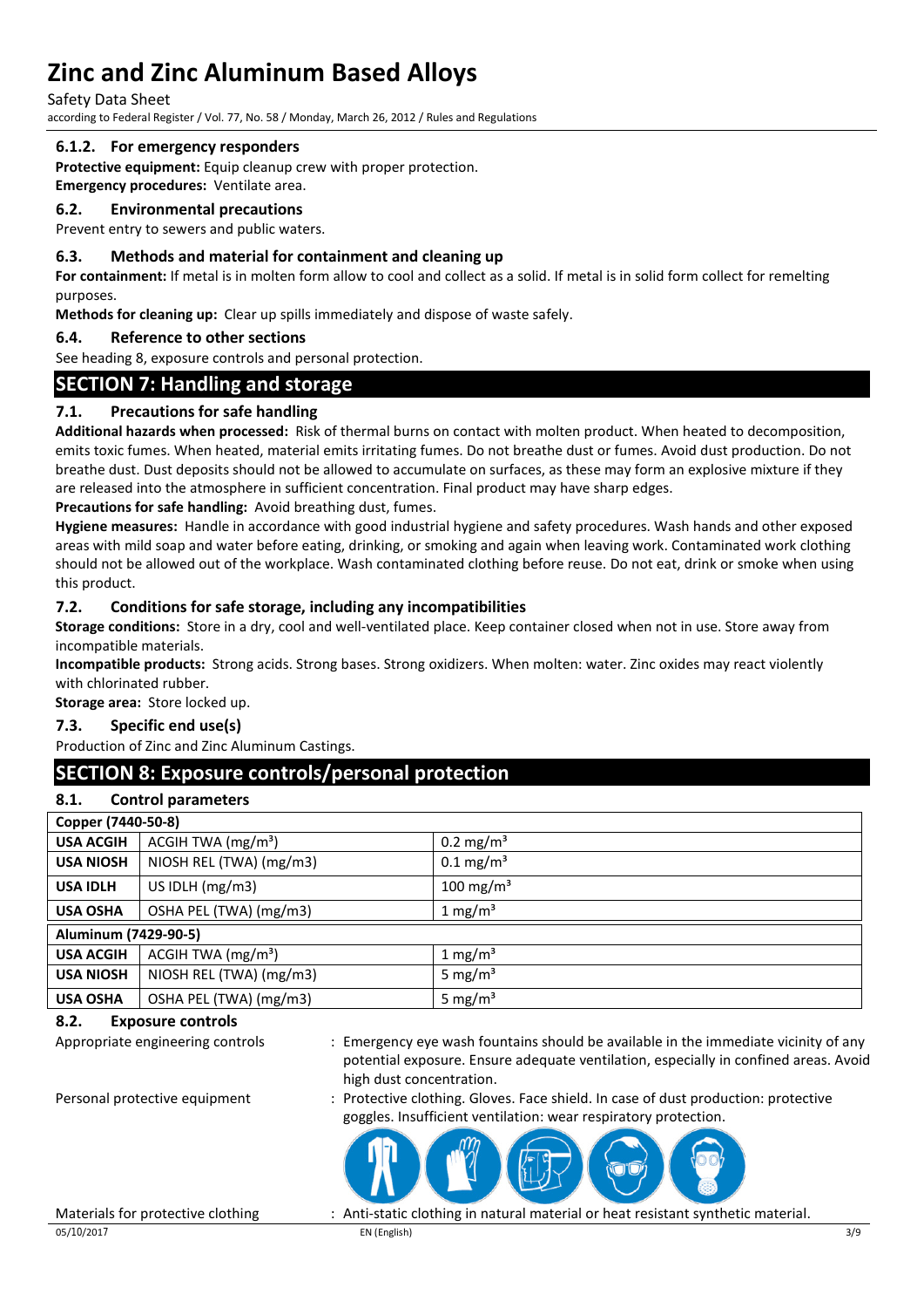### 6.1.2. For emergency responders

**Protective equipment:** Equip cleanup crew with proper protection.
**Emergency procedures:** Ventilate area.

### 6.2. Environmental precautions

Prevent entry to sewers and public waters.

### 6.3. Methods and material for containment and cleaning up

**For containment:** If metal is in molten form allow to cool and collect as a solid. If metal is in solid form collect for remelting purposes.
**Methods for cleaning up:** Clear up spills immediately and dispose of waste safely.

### 6.4. Reference to other sections

See heading 8, exposure controls and personal protection.

## SECTION 7: Handling and storage

### 7.1. Precautions for safe handling

**Additional hazards when processed:** Risk of thermal burns on contact with molten product. When heated to decomposition, emits toxic fumes. When heated, material emits irritating fumes. Do not breathe dust or fumes. Avoid dust production. Do not breathe dust. Dust deposits should not be allowed to accumulate on surfaces, as these may form an explosive mixture if they are released into the atmosphere in sufficient concentration. Final product may have sharp edges.
**Precautions for safe handling:** Avoid breathing dust, fumes.
**Hygiene measures:** Handle in accordance with good industrial hygiene and safety procedures. Wash hands and other exposed areas with mild soap and water before eating, drinking, or smoking and again when leaving work. Contaminated work clothing should not be allowed out of the workplace. Wash contaminated clothing before reuse. Do not eat, drink or smoke when using this product.

### 7.2. Conditions for safe storage, including any incompatibilities

**Storage conditions:** Store in a dry, cool and well-ventilated place. Keep container closed when not in use. Store away from incompatible materials.
**Incompatible products:** Strong acids. Strong bases. Strong oxidizers. When molten: water. Zinc oxides may react violently with chlorinated rubber.
**Storage area:** Store locked up.

### 7.3. Specific end use(s)

Production of Zinc and Zinc Aluminum Castings.

## SECTION 8: Exposure controls/personal protection

### 8.1. Control parameters

| Copper (7440-50-8) | | |
|---|---|---|
| **USA ACGIH** | ACGIH TWA ($mg/m^3$) | 0.2 $mg/m^3$ |
| **USA NIOSH** | NIOSH REL (TWA) (mg/m3) | 0.1 $mg/m^3$ |
| **USA IDLH** | US IDLH (mg/m3) | 100 $mg/m^3$ |
| **USA OSHA** | OSHA PEL (TWA) (mg/m3) | 1 $mg/m^3$ |
| **Aluminum (7429-90-5)** | | |
| **USA ACGIH** | ACGIH TWA ($mg/m^3$) | 1 $mg/m^3$ |
| **USA NIOSH** | NIOSH REL (TWA) (mg/m3) | 5 $mg/m^3$ |
| **USA OSHA** | OSHA PEL (TWA) (mg/m3) | 5 $mg/m^3$ |

### 8.2. Exposure controls

Appropriate engineering controls : Emergency eye wash fountains should be available in the immediate vicinity of any potential exposure. Ensure adequate ventilation, especially in confined areas. Avoid high dust concentration.

Personal protective equipment : Protective clothing. Gloves. Face shield. In case of dust production: protective goggles. Insufficient ventilation: wear respiratory protection.

Materials for protective clothing : Anti-static clothing in natural material or heat resistant synthetic material.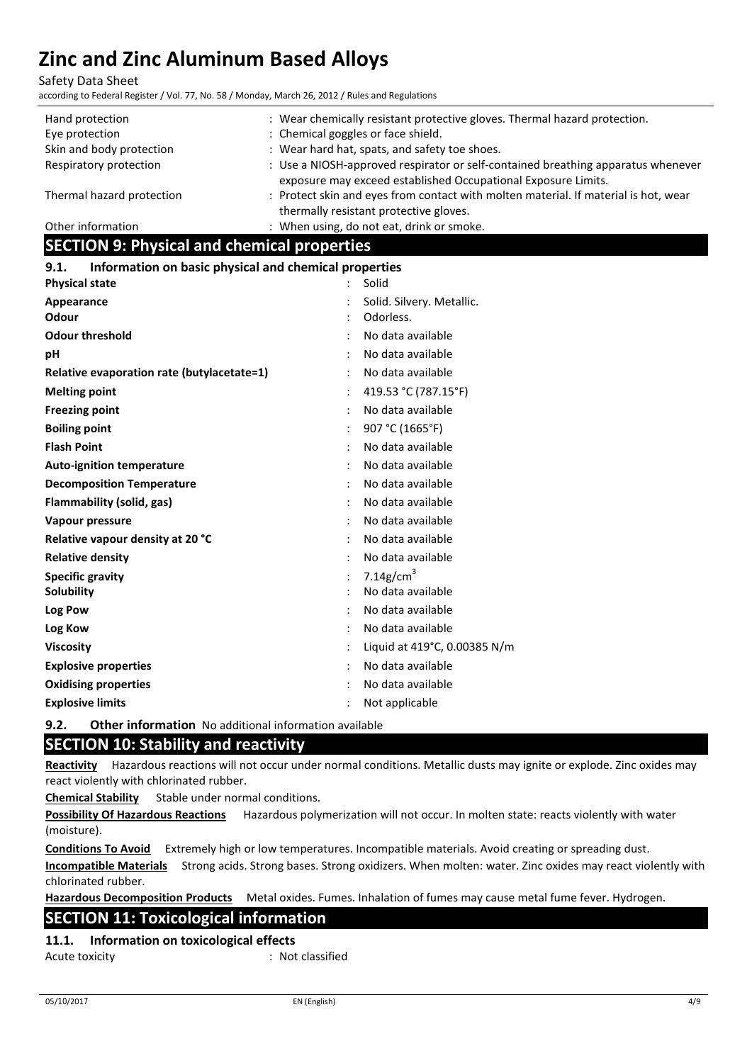| | |
|---|---|
| Hand protection | : Wear chemically resistant protective gloves. Thermal hazard protection. |
| Eye protection | : Chemical goggles or face shield. |
| Skin and body protection | : Wear hard hat, spats, and safety toe shoes. |
| Respiratory protection | : Use a NIOSH-approved respirator or self-contained breathing apparatus whenever exposure may exceed established Occupational Exposure Limits. |
| Thermal hazard protection | : Protect skin and eyes from contact with molten material. If material is hot, wear thermally resistant protective gloves. |
| Other information | : When using, do not eat, drink or smoke. |

## SECTION 9: Physical and chemical properties

### 9.1. Information on basic physical and chemical properties

| | |
|---|---|
| **Physical state** | : Solid |
| **Appearance** | : Solid. Silvery. Metallic. |
| **Odour** | : Odorless. |
| **Odour threshold** | : No data available |
| **pH** | : No data available |
| **Relative evaporation rate (butylacetate=1)** | : No data available |
| **Melting point** | : 419.53 °C (787.15°F) |
| **Freezing point** | : No data available |
| **Boiling point** | : 907 °C (1665°F) |
| **Flash Point** | : No data available |
| **Auto-ignition temperature** | : No data available |
| **Decomposition Temperature** | : No data available |
| **Flammability (solid, gas)** | : No data available |
| **Vapour pressure** | : No data available |
| **Relative vapour density at 20 °C** | : No data available |
| **Relative density** | : No data available |
| **Specific gravity** | : 7.14g/cm$^3$ |
| **Solubility** | : No data available |
| **Log Pow** | : No data available |
| **Log Kow** | : No data available |
| **Viscosity** | : Liquid at 419°C, 0.00385 N/m |
| **Explosive properties** | : No data available |
| **Oxidising properties** | : No data available |
| **Explosive limits** | : Not applicable |

### 9.2. Other information

No additional information available

## SECTION 10: Stability and reactivity

**Reactivity** Hazardous reactions will not occur under normal conditions. Metallic dusts may ignite or explode. Zinc oxides may react violently with chlorinated rubber.

**Chemical Stability** Stable under normal conditions.

**Possibility Of Hazardous Reactions** Hazardous polymerization will not occur. In molten state: reacts violently with water (moisture).

**Conditions To Avoid** Extremely high or low temperatures. Incompatible materials. Avoid creating or spreading dust.

**Incompatible Materials** Strong acids. Strong bases. Strong oxidizers. When molten: water. Zinc oxides may react violently with chlorinated rubber.

**Hazardous Decomposition Products** Metal oxides. Fumes. Inhalation of fumes may cause metal fume fever. Hydrogen.

## SECTION 11: Toxicological information

### 11.1. Information on toxicological effects

Acute toxicity : Not classified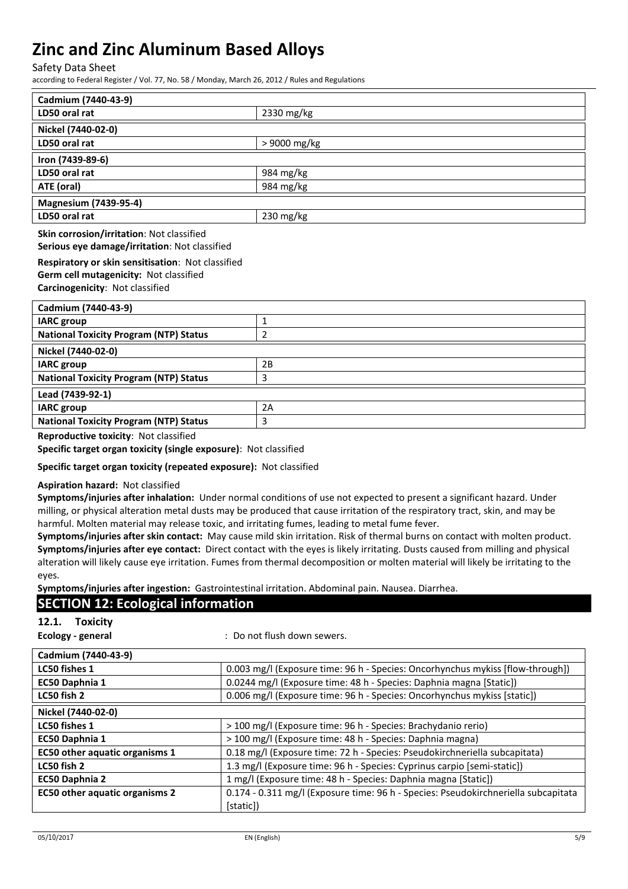| Cadmium (7440-43-9) | |
|---|---|
| LD50 oral rat | 2330 mg/kg |
| **Nickel (7440-02-0)** | |
| LD50 oral rat | > 9000 mg/kg |
| **Iron (7439-89-6)** | |
| LD50 oral rat | 984 mg/kg |
| ATE (oral) | 984 mg/kg |
| **Magnesium (7439-95-4)** | |
| LD50 oral rat | 230 mg/kg |

**Skin corrosion/irritation**: Not classified
**Serious eye damage/irritation**: Not classified

**Respiratory or skin sensitisation**: Not classified
**Germ cell mutagenicity:** Not classified
**Carcinogenicity**: Not classified

| Cadmium (7440-43-9) | |
|---|---|
| IARC group | 1 |
| National Toxicity Program (NTP) Status | 2 |
| **Nickel (7440-02-0)** | |
| IARC group | 2B |
| National Toxicity Program (NTP) Status | 3 |
| **Lead (7439-92-1)** | |
| IARC group | 2A |
| National Toxicity Program (NTP) Status | 3 |

**Reproductive toxicity**: Not classified
**Specific target organ toxicity (single exposure)**: Not classified

**Specific target organ toxicity (repeated exposure):** Not classified

**Aspiration hazard:** Not classified
**Symptoms/injuries after inhalation:** Under normal conditions of use not expected to present a significant hazard. Under milling, or physical alteration metal dusts may be produced that cause irritation of the respiratory tract, skin, and may be harmful. Molten material may release toxic, and irritating fumes, leading to metal fume fever.
**Symptoms/injuries after skin contact:** May cause mild skin irritation. Risk of thermal burns on contact with molten product.
**Symptoms/injuries after eye contact:** Direct contact with the eyes is likely irritating. Dusts caused from milling and physical alteration will likely cause eye irritation. Fumes from thermal decomposition or molten material will likely be irritating to the eyes.
**Symptoms/injuries after ingestion:** Gastrointestinal irritation. Abdominal pain. Nausea. Diarrhea.

## SECTION 12: Ecological information

### 12.1. Toxicity

**Ecology - general** : Do not flush down sewers.

| Cadmium (7440-43-9) | |
|---|---|
| LC50 fishes 1 | 0.003 mg/l (Exposure time: 96 h - Species: Oncorhynchus mykiss [flow-through]) |
| EC50 Daphnia 1 | 0.0244 mg/l (Exposure time: 48 h - Species: Daphnia magna [Static]) |
| LC50 fish 2 | 0.006 mg/l (Exposure time: 96 h - Species: Oncorhynchus mykiss [static]) |
| **Nickel (7440-02-0)** | |
| LC50 fishes 1 | > 100 mg/l (Exposure time: 96 h - Species: Brachydanio rerio) |
| EC50 Daphnia 1 | > 100 mg/l (Exposure time: 48 h - Species: Daphnia magna) |
| EC50 other aquatic organisms 1 | 0.18 mg/l (Exposure time: 72 h - Species: Pseudokirchneriella subcapitata) |
| LC50 fish 2 | 1.3 mg/l (Exposure time: 96 h - Species: Cyprinus carpio [semi-static]) |
| EC50 Daphnia 2 | 1 mg/l (Exposure time: 48 h - Species: Daphnia magna [Static]) |
| EC50 other aquatic organisms 2 | 0.174 - 0.311 mg/l (Exposure time: 96 h - Species: Pseudokirchneriella subcapitata [static]) |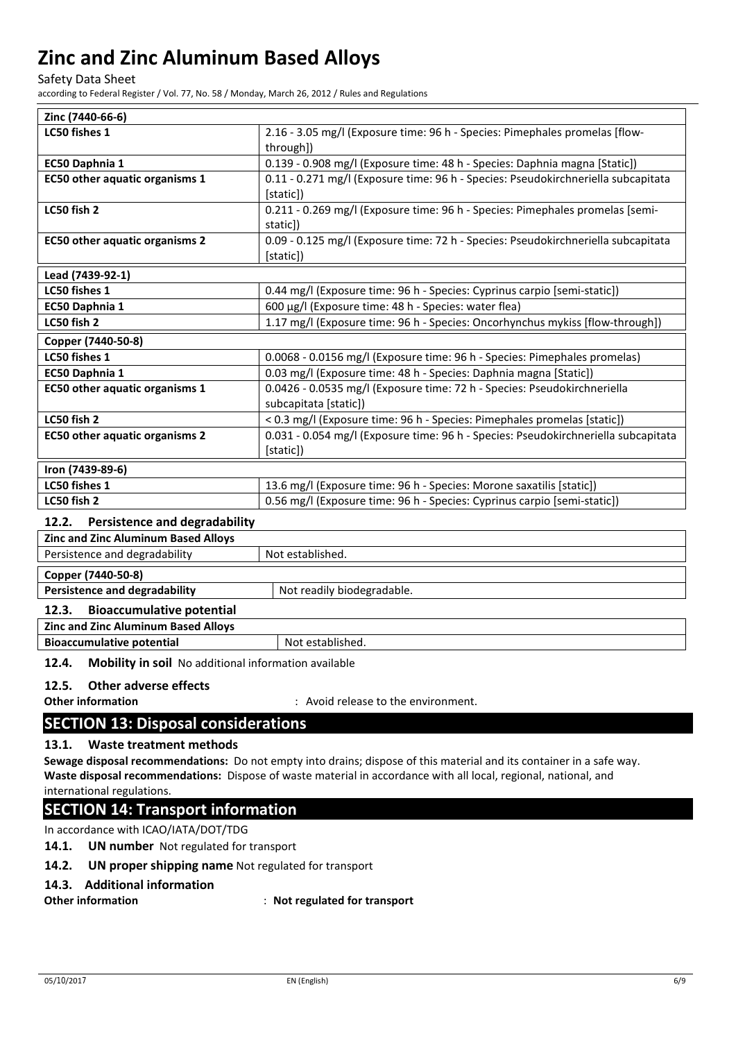| Zinc (7440-66-6) | |
| --- | --- |
| LC50 fishes 1 | 2.16 - 3.05 mg/l (Exposure time: 96 h - Species: Pimephales promelas [flow-through]) |
| EC50 Daphnia 1 | 0.139 - 0.908 mg/l (Exposure time: 48 h - Species: Daphnia magna [Static]) |
| EC50 other aquatic organisms 1 | 0.11 - 0.271 mg/l (Exposure time: 96 h - Species: Pseudokirchneriella subcapitata [static]) |
| LC50 fish 2 | 0.211 - 0.269 mg/l (Exposure time: 96 h - Species: Pimephales promelas [semi-static]) |
| EC50 other aquatic organisms 2 | 0.09 - 0.125 mg/l (Exposure time: 72 h - Species: Pseudokirchneriella subcapitata [static]) |

| Lead (7439-92-1) | |
| --- | --- |
| LC50 fishes 1 | 0.44 mg/l (Exposure time: 96 h - Species: Cyprinus carpio [semi-static]) |
| EC50 Daphnia 1 | 600 µg/l (Exposure time: 48 h - Species: water flea) |
| LC50 fish 2 | 1.17 mg/l (Exposure time: 96 h - Species: Oncorhynchus mykiss [flow-through]) |

| Copper (7440-50-8) | |
| --- | --- |
| LC50 fishes 1 | 0.0068 - 0.0156 mg/l (Exposure time: 96 h - Species: Pimephales promelas) |
| EC50 Daphnia 1 | 0.03 mg/l (Exposure time: 48 h - Species: Daphnia magna [Static]) |
| EC50 other aquatic organisms 1 | 0.0426 - 0.0535 mg/l (Exposure time: 72 h - Species: Pseudokirchneriella subcapitata [static]) |
| LC50 fish 2 | < 0.3 mg/l (Exposure time: 96 h - Species: Pimephales promelas [static]) |
| EC50 other aquatic organisms 2 | 0.031 - 0.054 mg/l (Exposure time: 96 h - Species: Pseudokirchneriella subcapitata [static]) |

| Iron (7439-89-6) | |
| --- | --- |
| LC50 fishes 1 | 13.6 mg/l (Exposure time: 96 h - Species: Morone saxatilis [static]) |
| LC50 fish 2 | 0.56 mg/l (Exposure time: 96 h - Species: Cyprinus carpio [semi-static]) |

### 12.2. Persistence and degradability

| Zinc and Zinc Aluminum Based Alloys | |
| --- | --- |
| Persistence and degradability | Not established. |

| Copper (7440-50-8) | |
| --- | --- |
| Persistence and degradability | Not readily biodegradable. |

### 12.3. Bioaccumulative potential

| Zinc and Zinc Aluminum Based Alloys | |
| --- | --- |
| Bioaccumulative potential | Not established. |

### 12.4. Mobility in soil

No additional information available

### 12.5. Other adverse effects

**Other information** : Avoid release to the environment.

## SECTION 13: Disposal considerations

### 13.1. Waste treatment methods

**Sewage disposal recommendations:** Do not empty into drains; dispose of this material and its container in a safe way.
**Waste disposal recommendations:** Dispose of waste material in accordance with all local, regional, national, and international regulations.

## SECTION 14: Transport information

In accordance with ICAO/IATA/DOT/TDG

**14.1. UN number** Not regulated for transport

**14.2. UN proper shipping name** Not regulated for transport

### 14.3. Additional information

**Other information** : **Not regulated for transport**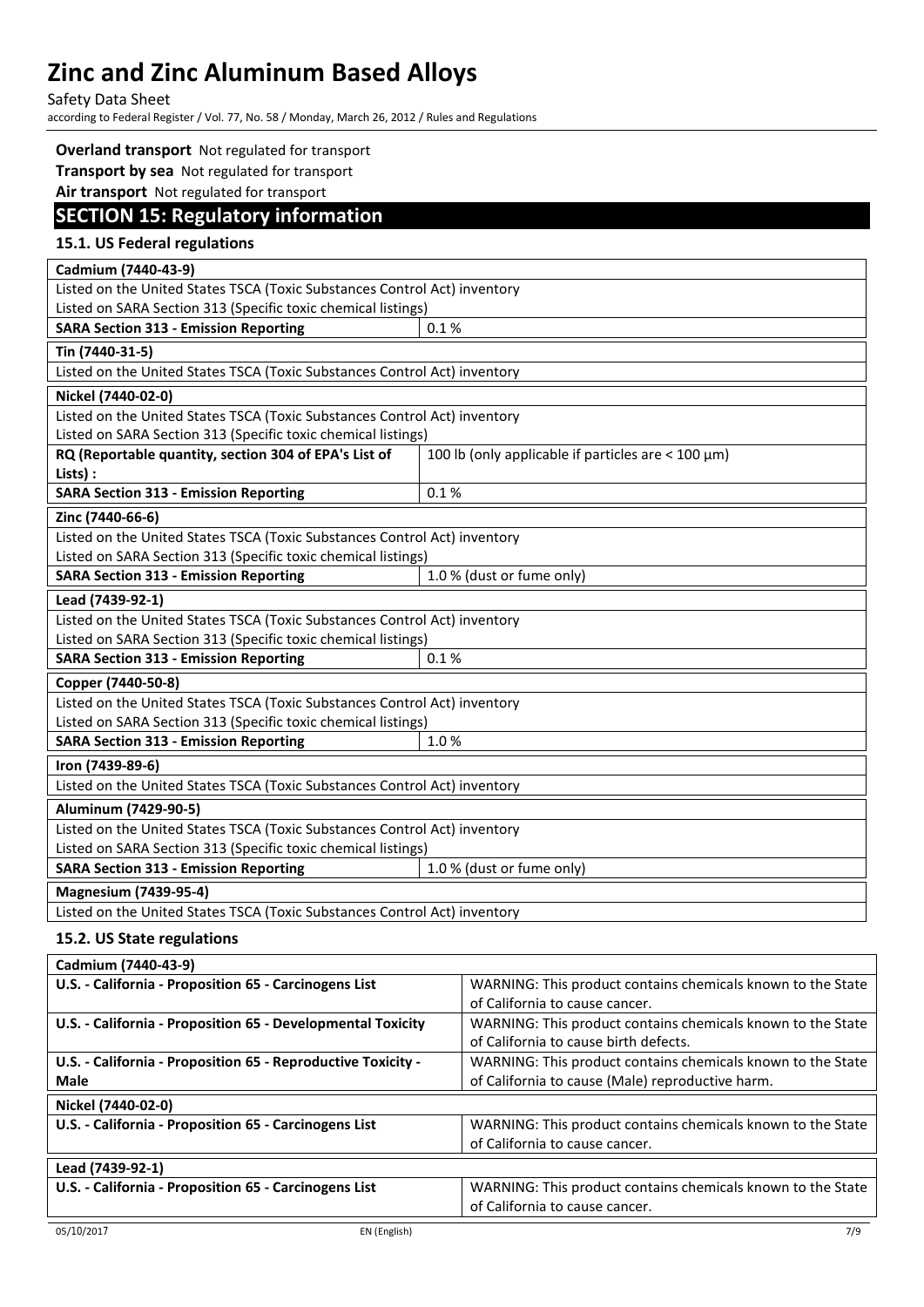**Overland transport** Not regulated for transport

**Transport by sea** Not regulated for transport

**Air transport** Not regulated for transport

## SECTION 15: Regulatory information

### 15.1. US Federal regulations

| **Cadmium (7440-43-9)** | |
|---|---|
| Listed on the United States TSCA (Toxic Substances Control Act) inventory | |
| Listed on SARA Section 313 (Specific toxic chemical listings) | |
| **SARA Section 313 - Emission Reporting** | 0.1 % |

| **Tin (7440-31-5)** |
|---|
| Listed on the United States TSCA (Toxic Substances Control Act) inventory |

| **Nickel (7440-02-0)** | |
|---|---|
| Listed on the United States TSCA (Toxic Substances Control Act) inventory | |
| Listed on SARA Section 313 (Specific toxic chemical listings) | |
| **RQ (Reportable quantity, section 304 of EPA's List of Lists) :** | 100 lb (only applicable if particles are < 100 μm) |
| **SARA Section 313 - Emission Reporting** | 0.1 % |

| **Zinc (7440-66-6)** | |
|---|---|
| Listed on the United States TSCA (Toxic Substances Control Act) inventory | |
| Listed on SARA Section 313 (Specific toxic chemical listings) | |
| **SARA Section 313 - Emission Reporting** | 1.0 % (dust or fume only) |

| **Lead (7439-92-1)** | |
|---|---|
| Listed on the United States TSCA (Toxic Substances Control Act) inventory | |
| Listed on SARA Section 313 (Specific toxic chemical listings) | |
| **SARA Section 313 - Emission Reporting** | 0.1 % |

| **Copper (7440-50-8)** | |
|---|---|
| Listed on the United States TSCA (Toxic Substances Control Act) inventory | |
| Listed on SARA Section 313 (Specific toxic chemical listings) | |
| **SARA Section 313 - Emission Reporting** | 1.0 % |

| **Iron (7439-89-6)** |
|---|
| Listed on the United States TSCA (Toxic Substances Control Act) inventory |

| **Aluminum (7429-90-5)** | |
|---|---|
| Listed on the United States TSCA (Toxic Substances Control Act) inventory | |
| Listed on SARA Section 313 (Specific toxic chemical listings) | |
| **SARA Section 313 - Emission Reporting** | 1.0 % (dust or fume only) |

| **Magnesium (7439-95-4)** |
|---|
| Listed on the United States TSCA (Toxic Substances Control Act) inventory |

### 15.2. US State regulations

| **Cadmium (7440-43-9)** | |
|---|---|
| **U.S. - California - Proposition 65 - Carcinogens List** | WARNING: This product contains chemicals known to the State of California to cause cancer. |
| **U.S. - California - Proposition 65 - Developmental Toxicity** | WARNING: This product contains chemicals known to the State of California to cause birth defects. |
| **U.S. - California - Proposition 65 - Reproductive Toxicity - Male** | WARNING: This product contains chemicals known to the State of California to cause (Male) reproductive harm. |

| **Nickel (7440-02-0)** | |
|---|---|
| **U.S. - California - Proposition 65 - Carcinogens List** | WARNING: This product contains chemicals known to the State of California to cause cancer. |

| **Lead (7439-92-1)** | |
|---|---|
| **U.S. - California - Proposition 65 - Carcinogens List** | WARNING: This product contains chemicals known to the State of California to cause cancer. |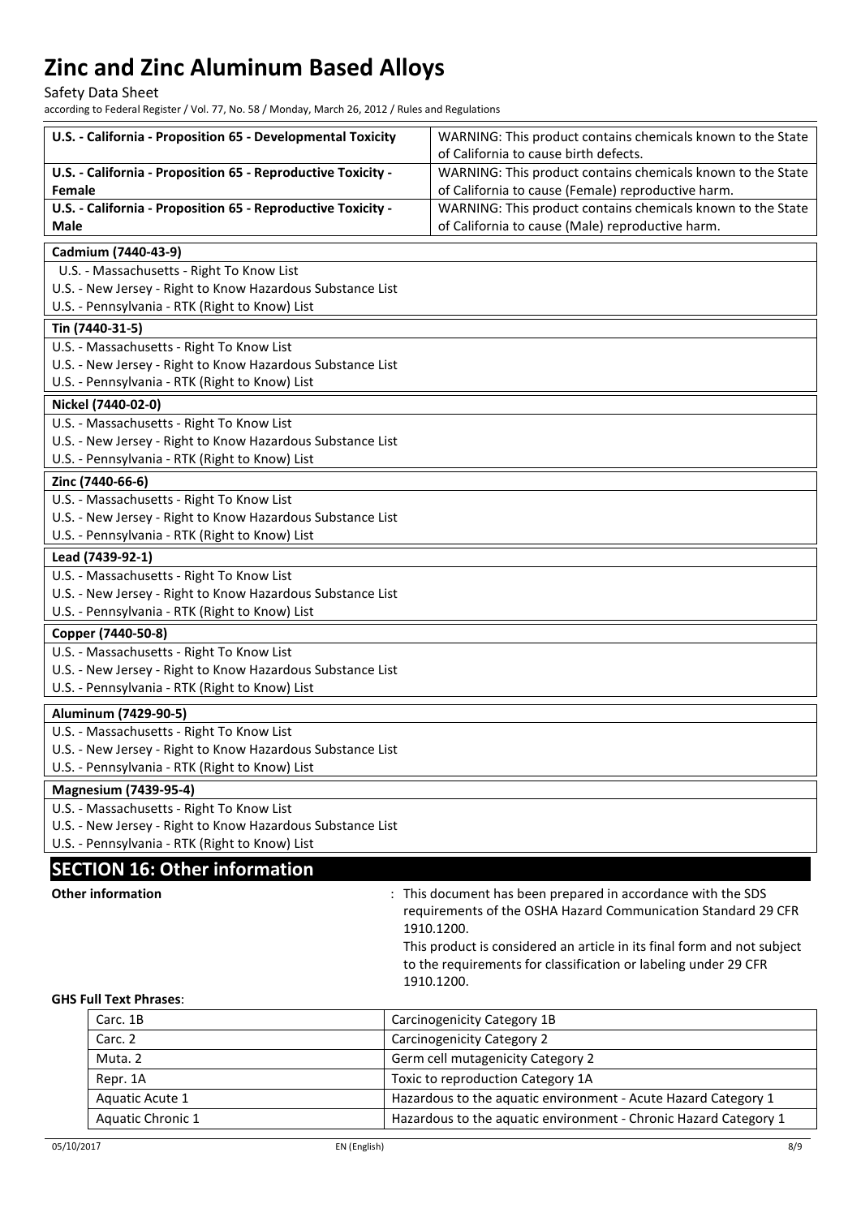| | |
|---|---|
| **U.S. - California - Proposition 65 - Developmental Toxicity** | WARNING: This product contains chemicals known to the State of California to cause birth defects. |
| **U.S. - California - Proposition 65 - Reproductive Toxicity - Female** | WARNING: This product contains chemicals known to the State of California to cause (Female) reproductive harm. |
| **U.S. - California - Proposition 65 - Reproductive Toxicity - Male** | WARNING: This product contains chemicals known to the State of California to cause (Male) reproductive harm. |

**Cadmium (7440-43-9)**

U.S. - Massachusetts - Right To Know List
U.S. - New Jersey - Right to Know Hazardous Substance List
U.S. - Pennsylvania - RTK (Right to Know) List

**Tin (7440-31-5)**

U.S. - Massachusetts - Right To Know List
U.S. - New Jersey - Right to Know Hazardous Substance List
U.S. - Pennsylvania - RTK (Right to Know) List

**Nickel (7440-02-0)**

U.S. - Massachusetts - Right To Know List
U.S. - New Jersey - Right to Know Hazardous Substance List
U.S. - Pennsylvania - RTK (Right to Know) List

**Zinc (7440-66-6)**

U.S. - Massachusetts - Right To Know List
U.S. - New Jersey - Right to Know Hazardous Substance List
U.S. - Pennsylvania - RTK (Right to Know) List

**Lead (7439-92-1)**

U.S. - Massachusetts - Right To Know List
U.S. - New Jersey - Right to Know Hazardous Substance List
U.S. - Pennsylvania - RTK (Right to Know) List

**Copper (7440-50-8)**

U.S. - Massachusetts - Right To Know List
U.S. - New Jersey - Right to Know Hazardous Substance List
U.S. - Pennsylvania - RTK (Right to Know) List

**Aluminum (7429-90-5)**

U.S. - Massachusetts - Right To Know List
U.S. - New Jersey - Right to Know Hazardous Substance List
U.S. - Pennsylvania - RTK (Right to Know) List

**Magnesium (7439-95-4)**

U.S. - Massachusetts - Right To Know List
U.S. - New Jersey - Right to Know Hazardous Substance List
U.S. - Pennsylvania - RTK (Right to Know) List

## SECTION 16: Other information

**Other information** : This document has been prepared in accordance with the SDS requirements of the OSHA Hazard Communication Standard 29 CFR 1910.1200.
This product is considered an article in its final form and not subject to the requirements for classification or labeling under 29 CFR 1910.1200.

**GHS Full Text Phrases**:

| | |
|---|---|
| Carc. 1B | Carcinogenicity Category 1B |
| Carc. 2 | Carcinogenicity Category 2 |
| Muta. 2 | Germ cell mutagenicity Category 2 |
| Repr. 1A | Toxic to reproduction Category 1A |
| Aquatic Acute 1 | Hazardous to the aquatic environment - Acute Hazard Category 1 |
| Aquatic Chronic 1 | Hazardous to the aquatic environment - Chronic Hazard Category 1 |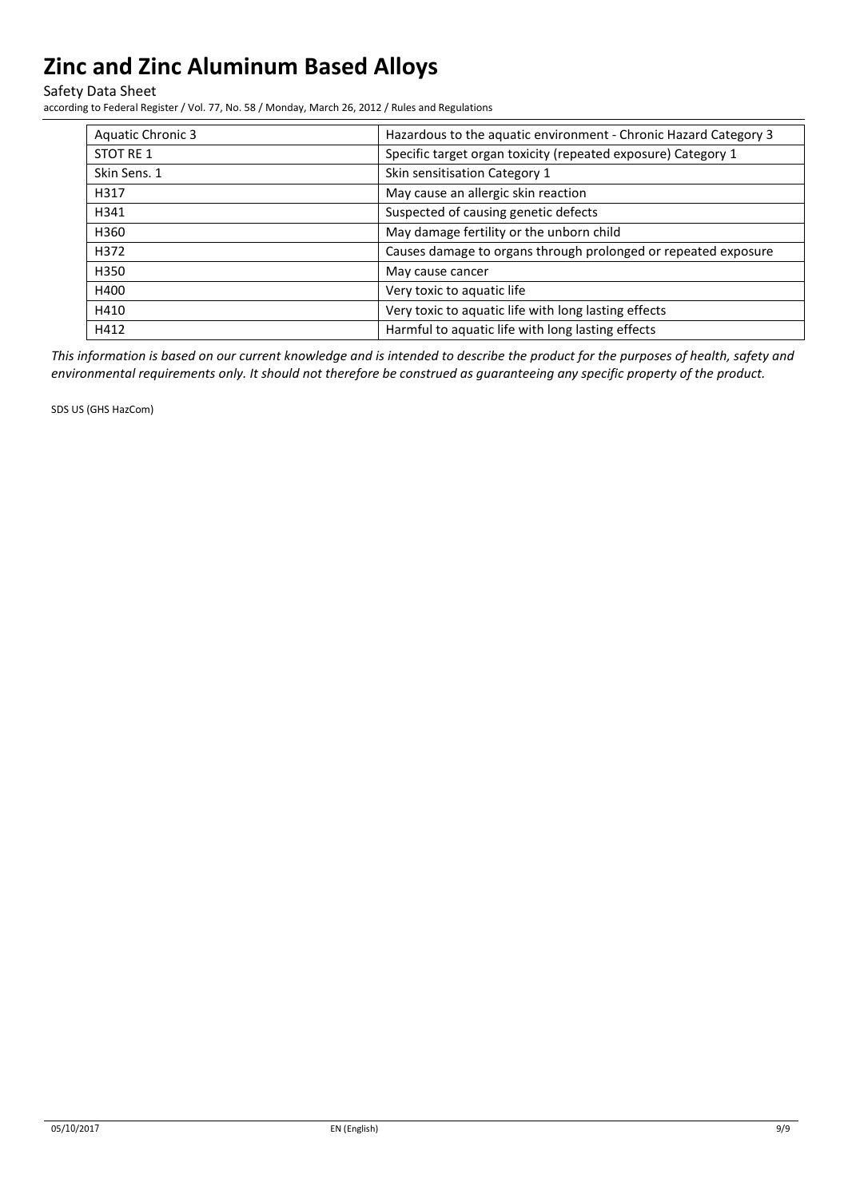| | |
|---|---|
| Aquatic Chronic 3 | Hazardous to the aquatic environment - Chronic Hazard Category 3 |
| STOT RE 1 | Specific target organ toxicity (repeated exposure) Category 1 |
| Skin Sens. 1 | Skin sensitisation Category 1 |
| H317 | May cause an allergic skin reaction |
| H341 | Suspected of causing genetic defects |
| H360 | May damage fertility or the unborn child |
| H372 | Causes damage to organs through prolonged or repeated exposure |
| H350 | May cause cancer |
| H400 | Very toxic to aquatic life |
| H410 | Very toxic to aquatic life with long lasting effects |
| H412 | Harmful to aquatic life with long lasting effects |

*This information is based on our current knowledge and is intended to describe the product for the purposes of health, safety and environmental requirements only. It should not therefore be construed as guaranteeing any specific property of the product.*

SDS US (GHS HazCom)